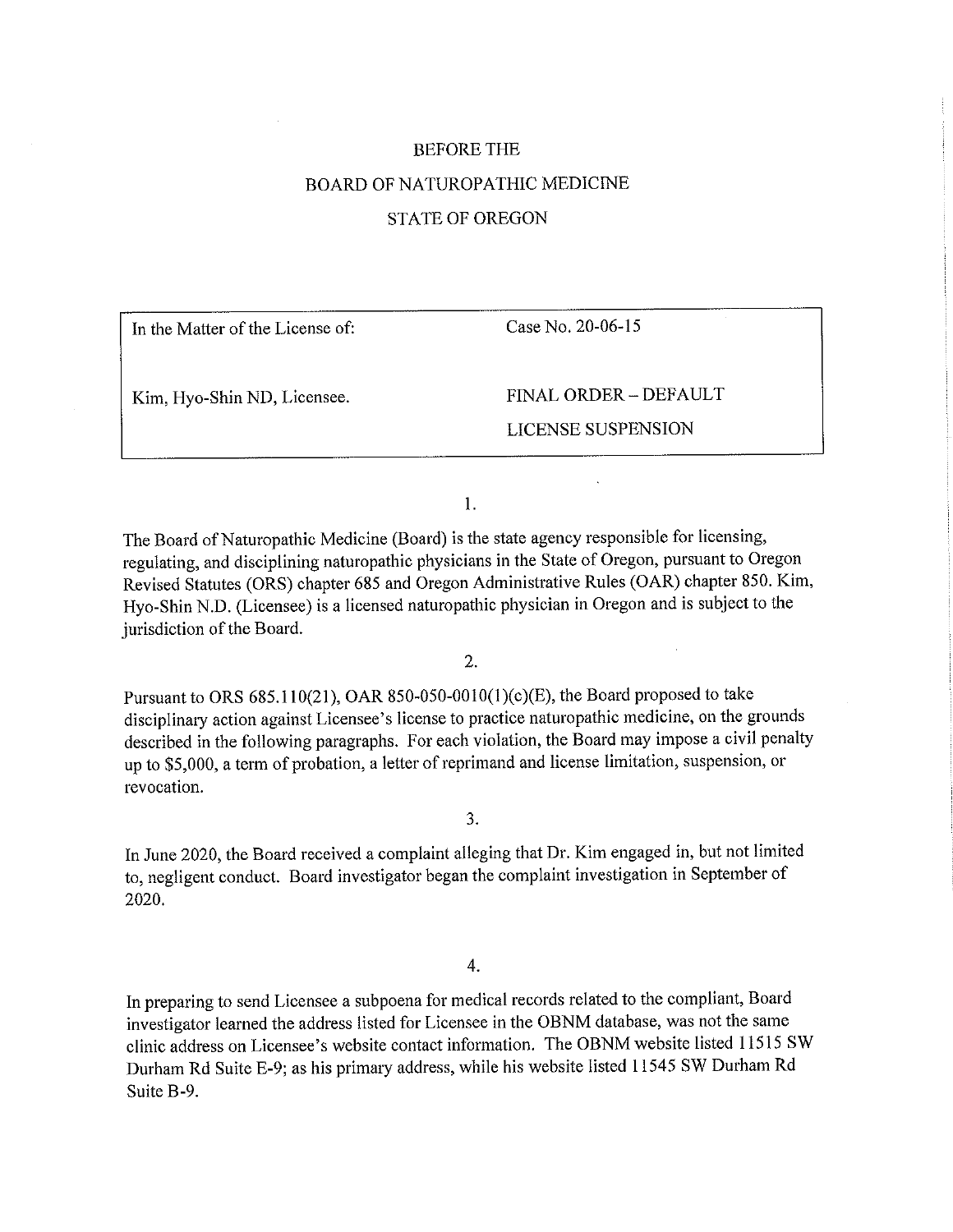BEFORE THE

BOARD OF NATUROPATHIC MEDICINE

STATE OF OREGON

| In the Matter of the License of: | Case No. 20-06-15 |
| --- | --- |
| Kim, Hyo-Shin ND, Licensee. | FINAL ORDER – DEFAULT LICENSE SUSPENSION |

1.

The Board of Naturopathic Medicine (Board) is the state agency responsible for licensing, regulating, and disciplining naturopathic physicians in the State of Oregon, pursuant to Oregon Revised Statutes (ORS) chapter 685 and Oregon Administrative Rules (OAR) chapter 850. Kim, Hyo-Shin N.D. (Licensee) is a licensed naturopathic physician in Oregon and is subject to the jurisdiction of the Board.

2.

Pursuant to ORS 685.110(21), OAR 850-050-0010(1)(c)(E), the Board proposed to take disciplinary action against Licensee's license to practice naturopathic medicine, on the grounds described in the following paragraphs. For each violation, the Board may impose a civil penalty up to $5,000, a term of probation, a letter of reprimand and license limitation, suspension, or revocation.

3.

In June 2020, the Board received a complaint alleging that Dr. Kim engaged in, but not limited to, negligent conduct. Board investigator began the complaint investigation in September of 2020.

4.

In preparing to send Licensee a subpoena for medical records related to the compliant, Board investigator learned the address listed for Licensee in the OBNM database, was not the same clinic address on Licensee's website contact information. The OBNM website listed 11515 SW Durham Rd Suite E-9; as his primary address, while his website listed 11545 SW Durham Rd Suite B-9.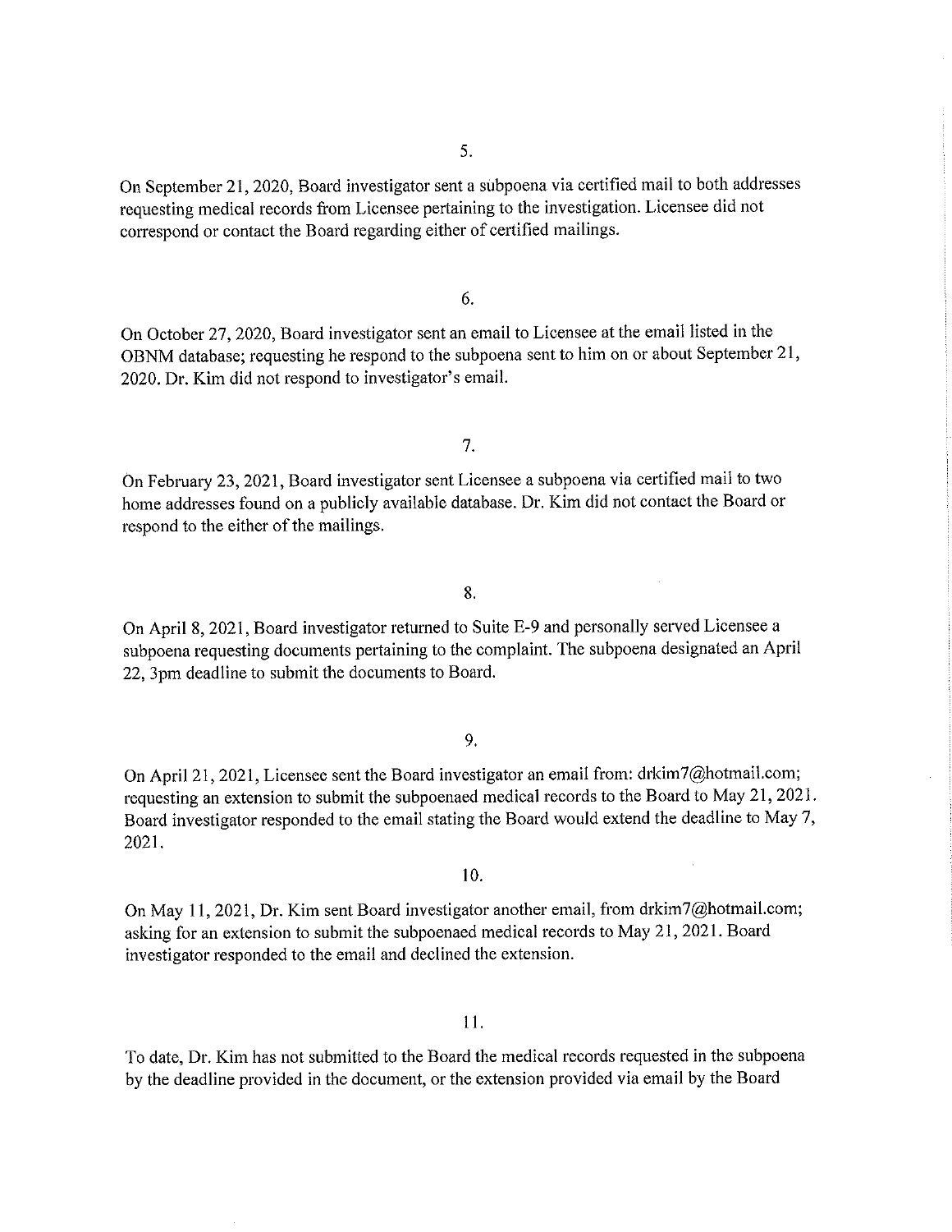5.

On September 21, 2020, Board investigator sent a subpoena via certified mail to both addresses requesting medical records from Licensee pertaining to the investigation. Licensee did not correspond or contact the Board regarding either of certified mailings.

6.

On October 27, 2020, Board investigator sent an email to Licensee at the email listed in the OBNM database; requesting he respond to the subpoena sent to him on or about September 21, 2020. Dr. Kim did not respond to investigator's email.

7.

On February 23, 2021, Board investigator sent Licensee a subpoena via certified mail to two home addresses found on a publicly available database. Dr. Kim did not contact the Board or respond to the either of the mailings.

8.

On April 8, 2021, Board investigator returned to Suite E-9 and personally served Licensee a subpoena requesting documents pertaining to the complaint. The subpoena designated an April 22, 3pm deadline to submit the documents to Board.

9.

On April 21, 2021, Licensee sent the Board investigator an email from: drkim7@hotmail.com; requesting an extension to submit the subpoenaed medical records to the Board to May 21, 2021. Board investigator responded to the email stating the Board would extend the deadline to May 7, 2021.

10.

On May 11, 2021, Dr. Kim sent Board investigator another email, from drkim7@hotmail.com; asking for an extension to submit the subpoenaed medical records to May 21, 2021. Board investigator responded to the email and declined the extension.

11.

To date, Dr. Kim has not submitted to the Board the medical records requested in the subpoena by the deadline provided in the document, or the extension provided via email by the Board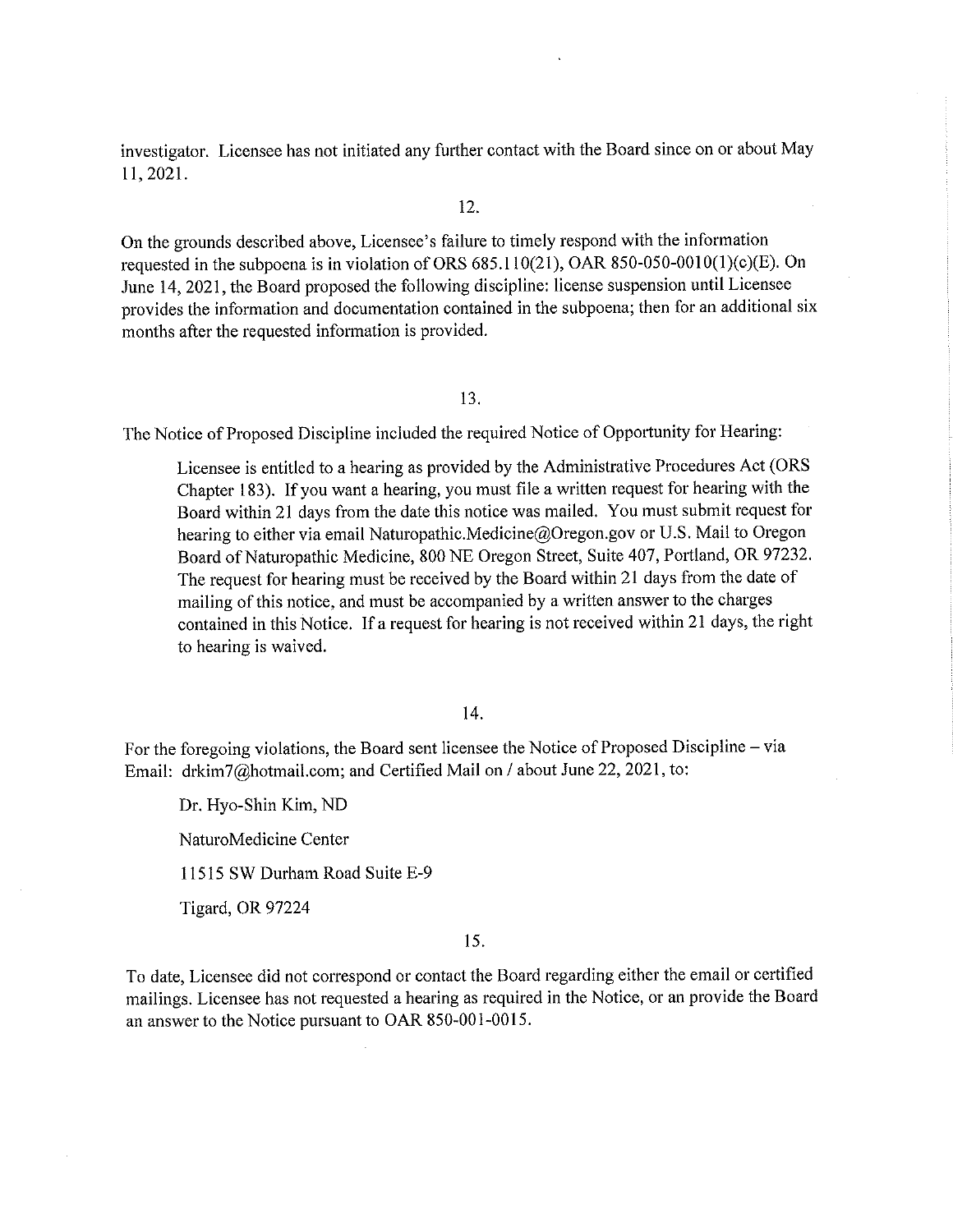investigator. Licensee has not initiated any further contact with the Board since on or about May 11, 2021.

12.

On the grounds described above, Licensee's failure to timely respond with the information requested in the subpoena is in violation of ORS 685.110(21), OAR 850-050-0010(1)(c)(E). On June 14, 2021, the Board proposed the following discipline: license suspension until Licensee provides the information and documentation contained in the subpoena; then for an additional six months after the requested information is provided.

13.

The Notice of Proposed Discipline included the required Notice of Opportunity for Hearing:

> Licensee is entitled to a hearing as provided by the Administrative Procedures Act (ORS Chapter 183). If you want a hearing, you must file a written request for hearing with the Board within 21 days from the date this notice was mailed. You must submit request for hearing to either via email Naturopathic.Medicine@Oregon.gov or U.S. Mail to Oregon Board of Naturopathic Medicine, 800 NE Oregon Street, Suite 407, Portland, OR 97232. The request for hearing must be received by the Board within 21 days from the date of mailing of this notice, and must be accompanied by a written answer to the charges contained in this Notice. If a request for hearing is not received within 21 days, the right to hearing is waived.

14.

For the foregoing violations, the Board sent licensee the Notice of Proposed Discipline – via Email: drkim7@hotmail.com; and Certified Mail on / about June 22, 2021, to:

> Dr. Hyo-Shin Kim, ND
>
> NaturoMedicine Center
>
> 11515 SW Durham Road Suite E-9
>
> Tigard, OR 97224

15.

To date, Licensee did not correspond or contact the Board regarding either the email or certified mailings. Licensee has not requested a hearing as required in the Notice, or an provide the Board an answer to the Notice pursuant to OAR 850-001-0015.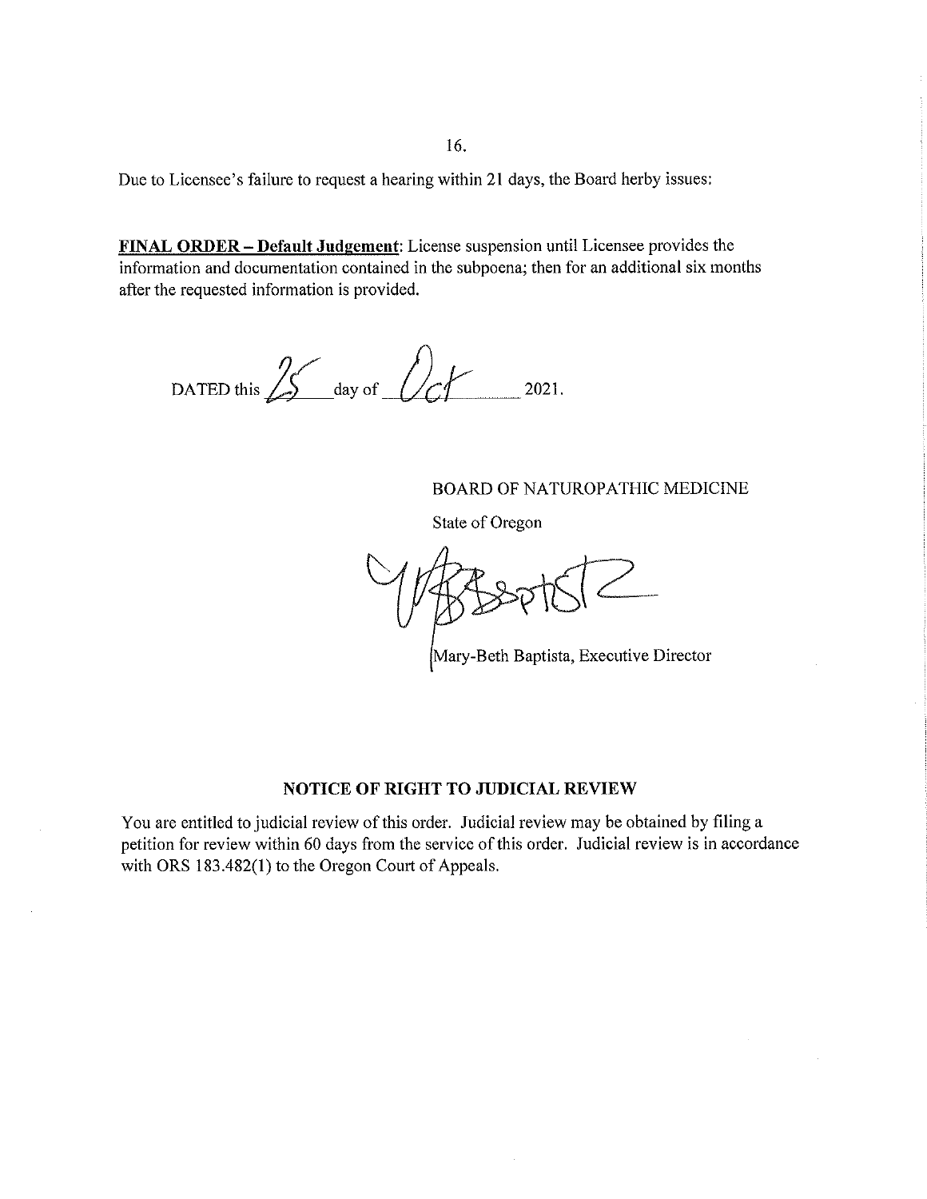16.

Due to Licensee's failure to request a hearing within 21 days, the Board herby issues:

**FINAL ORDER – Default Judgement**: License suspension until Licensee provides the information and documentation contained in the subpoena; then for an additional six months after the requested information is provided.

DATED this 25 day of Oct 2021.

BOARD OF NATUROPATHIC MEDICINE

State of Oregon

Mary-Beth Baptista, Executive Director

**NOTICE OF RIGHT TO JUDICIAL REVIEW**

You are entitled to judicial review of this order. Judicial review may be obtained by filing a petition for review within 60 days from the service of this order. Judicial review is in accordance with ORS 183.482(1) to the Oregon Court of Appeals.